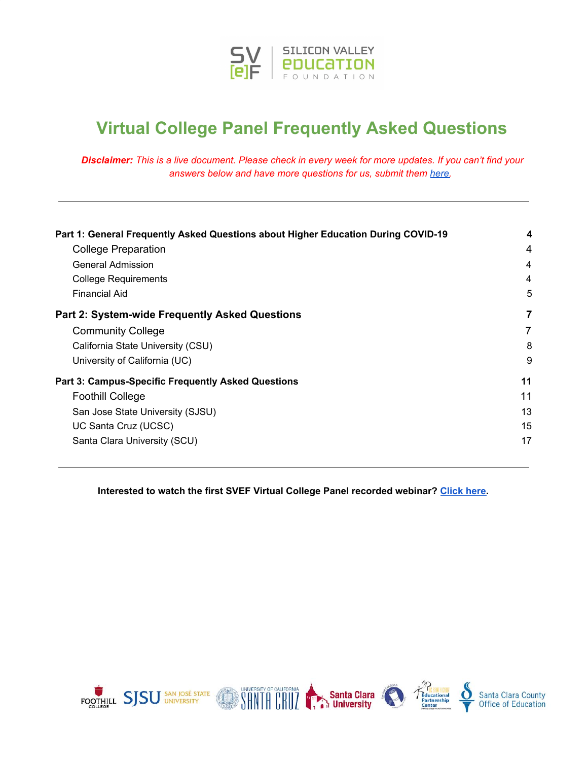# Virtual College Panel Frequently Asked Questions

***Disclaimer:*** *This is a live document. Please check in every week for more updates. If you can't find your answers below and have more questions for us, submit them [here](#).*

---

| | |
|---|---|
| **Part 1: General Frequently Asked Questions about Higher Education During COVID-19** | **4** |
| College Preparation | 4 |
| General Admission | 4 |
| College Requirements | 4 |
| Financial Aid | 5 |
| **Part 2: System-wide Frequently Asked Questions** | **7** |
| Community College | 7 |
| California State University (CSU) | 8 |
| University of California (UC) | 9 |
| **Part 3: Campus-Specific Frequently Asked Questions** | **11** |
| Foothill College | 11 |
| San Jose State University (SJSU) | 13 |
| UC Santa Cruz (UCSC) | 15 |
| Santa Clara University (SCU) | 17 |

---

**Interested to watch the first SVEF Virtual College Panel recorded webinar? [Click here](#).**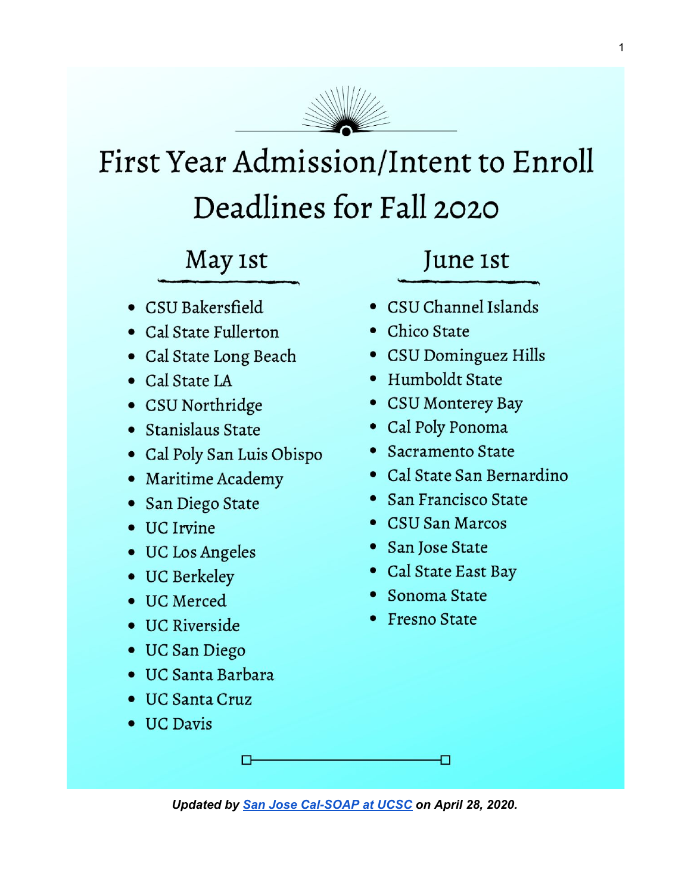# First Year Admission/Intent to Enroll Deadlines for Fall 2020

## May 1st

- CSU Bakersfield
- Cal State Fullerton
- Cal State Long Beach
- Cal State LA
- CSU Northridge
- Stanislaus State
- Cal Poly San Luis Obispo
- Maritime Academy
- San Diego State
- UC Irvine
- UC Los Angeles
- UC Berkeley
- UC Merced
- UC Riverside
- UC San Diego
- UC Santa Barbara
- UC Santa Cruz
- UC Davis

## June 1st

- CSU Channel Islands
- Chico State
- CSU Dominguez Hills
- Humboldt State
- CSU Monterey Bay
- Cal Poly Ponoma
- Sacramento State
- Cal State San Bernardino
- San Francisco State
- CSU San Marcos
- San Jose State
- Cal State East Bay
- Sonoma State
- Fresno State

***Updated by [San Jose Cal-SOAP at UCSC]() on April 28, 2020.***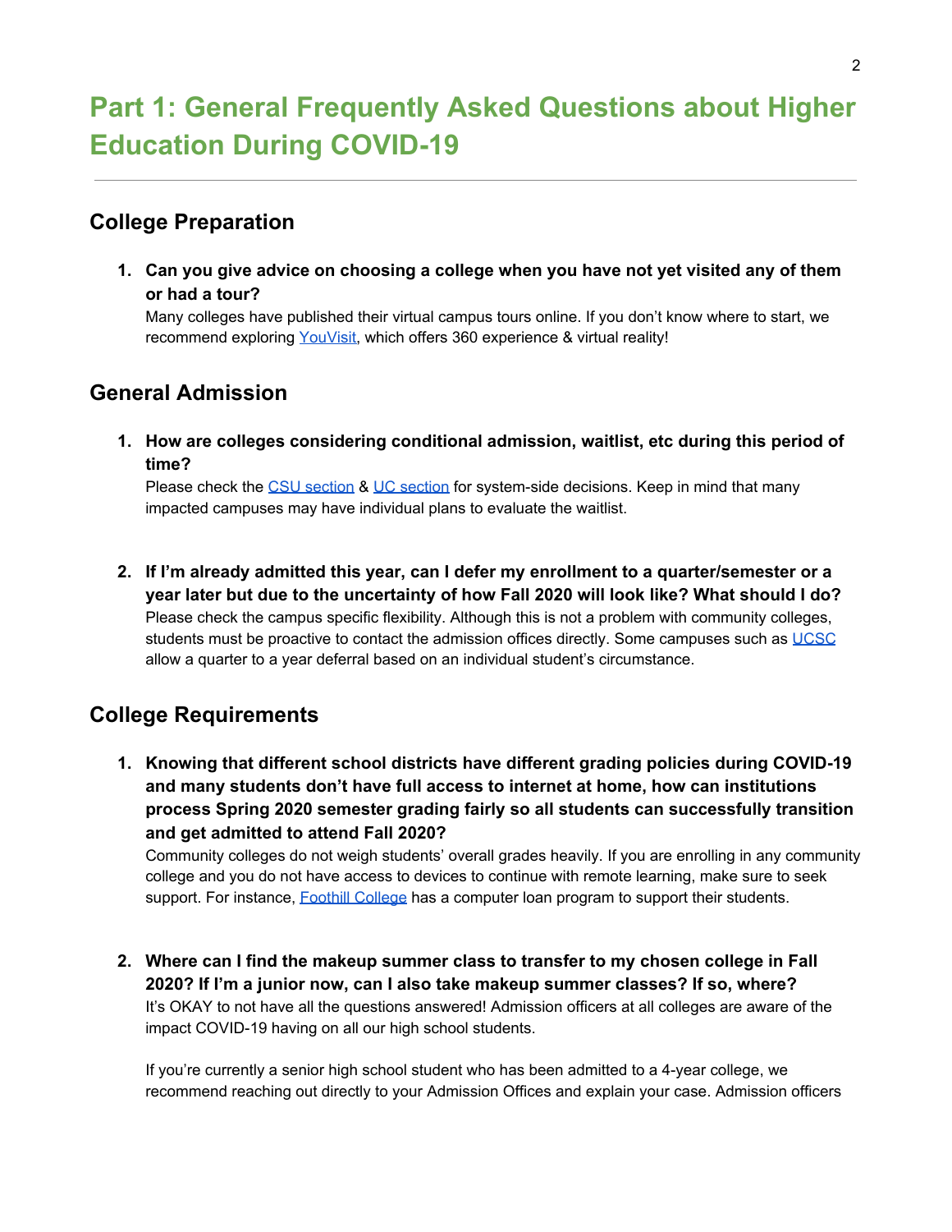# Part 1: General Frequently Asked Questions about Higher Education During COVID-19

## College Preparation

1. **Can you give advice on choosing a college when you have not yet visited any of them or had a tour?**
   Many colleges have published their virtual campus tours online. If you don't know where to start, we recommend exploring YouVisit, which offers 360 experience & virtual reality!

## General Admission

1. **How are colleges considering conditional admission, waitlist, etc during this period of time?**
   Please check the CSU section & UC section for system-side decisions. Keep in mind that many impacted campuses may have individual plans to evaluate the waitlist.

2. **If I'm already admitted this year, can I defer my enrollment to a quarter/semester or a year later but due to the uncertainty of how Fall 2020 will look like? What should I do?**
   Please check the campus specific flexibility. Although this is not a problem with community colleges, students must be proactive to contact the admission offices directly. Some campuses such as UCSC allow a quarter to a year deferral based on an individual student's circumstance.

## College Requirements

1. **Knowing that different school districts have different grading policies during COVID-19 and many students don't have full access to internet at home, how can institutions process Spring 2020 semester grading fairly so all students can successfully transition and get admitted to attend Fall 2020?**
   Community colleges do not weigh students' overall grades heavily. If you are enrolling in any community college and you do not have access to devices to continue with remote learning, make sure to seek support. For instance, Foothill College has a computer loan program to support their students.

2. **Where can I find the makeup summer class to transfer to my chosen college in Fall 2020? If I'm a junior now, can I also take makeup summer classes? If so, where?**
   It's OKAY to not have all the questions answered! Admission officers at all colleges are aware of the impact COVID-19 having on all our high school students.

   If you're currently a senior high school student who has been admitted to a 4-year college, we recommend reaching out directly to your Admission Offices and explain your case. Admission officers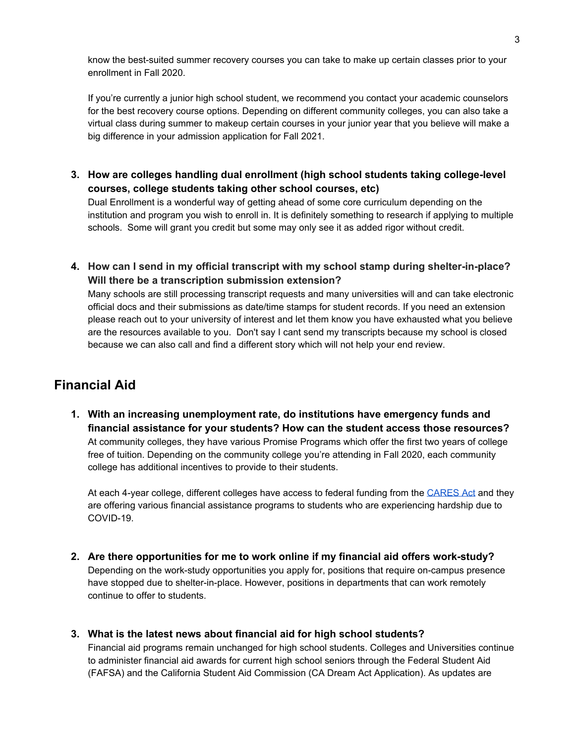know the best-suited summer recovery courses you can take to make up certain classes prior to your enrollment in Fall 2020.

If you're currently a junior high school student, we recommend you contact your academic counselors for the best recovery course options. Depending on different community colleges, you can also take a virtual class during summer to makeup certain courses in your junior year that you believe will make a big difference in your admission application for Fall 2021.

3. **How are colleges handling dual enrollment (high school students taking college-level courses, college students taking other school courses, etc)**
   Dual Enrollment is a wonderful way of getting ahead of some core curriculum depending on the institution and program you wish to enroll in. It is definitely something to research if applying to multiple schools. Some will grant you credit but some may only see it as added rigor without credit.

4. **How can I send in my official transcript with my school stamp during shelter-in-place? Will there be a transcription submission extension?**
   Many schools are still processing transcript requests and many universities will and can take electronic official docs and their submissions as date/time stamps for student records. If you need an extension please reach out to your university of interest and let them know you have exhausted what you believe are the resources available to you. Don't say I cant send my transcripts because my school is closed because we can also call and find a different story which will not help your end review.

## Financial Aid

1. **With an increasing unemployment rate, do institutions have emergency funds and financial assistance for your students? How can the student access those resources?**
   At community colleges, they have various Promise Programs which offer the first two years of college free of tuition. Depending on the community college you're attending in Fall 2020, each community college has additional incentives to provide to their students.

   At each 4-year college, different colleges have access to federal funding from the CARES Act and they are offering various financial assistance programs to students who are experiencing hardship due to COVID-19.

2. **Are there opportunities for me to work online if my financial aid offers work-study?**
   Depending on the work-study opportunities you apply for, positions that require on-campus presence have stopped due to shelter-in-place. However, positions in departments that can work remotely continue to offer to students.

3. **What is the latest news about financial aid for high school students?**
   Financial aid programs remain unchanged for high school students. Colleges and Universities continue to administer financial aid awards for current high school seniors through the Federal Student Aid (FAFSA) and the California Student Aid Commission (CA Dream Act Application). As updates are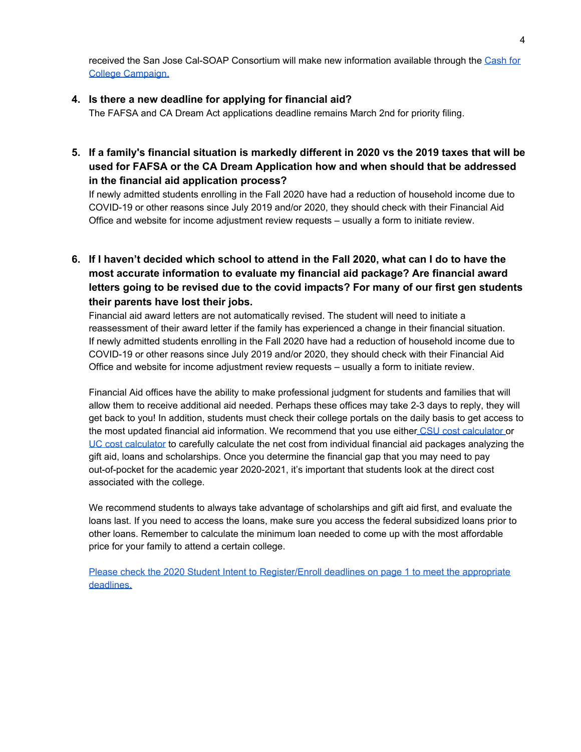received the San Jose Cal-SOAP Consortium will make new information available through the [Cash for College Campaign.]()

4. **Is there a new deadline for applying for financial aid?**
   The FAFSA and CA Dream Act applications deadline remains March 2nd for priority filing.

5. **If a family's financial situation is markedly different in 2020 vs the 2019 taxes that will be used for FAFSA or the CA Dream Application how and when should that be addressed in the financial aid application process?**
   If newly admitted students enrolling in the Fall 2020 have had a reduction of household income due to COVID-19 or other reasons since July 2019 and/or 2020, they should check with their Financial Aid Office and website for income adjustment review requests – usually a form to initiate review.

6. **If I haven't decided which school to attend in the Fall 2020, what can I do to have the most accurate information to evaluate my financial aid package? Are financial award letters going to be revised due to the covid impacts? For many of our first gen students their parents have lost their jobs.**
   Financial aid award letters are not automatically revised. The student will need to initiate a reassessment of their award letter if the family has experienced a change in their financial situation. If newly admitted students enrolling in the Fall 2020 have had a reduction of household income due to COVID-19 or other reasons since July 2019 and/or 2020, they should check with their Financial Aid Office and website for income adjustment review requests – usually a form to initiate review.

   Financial Aid offices have the ability to make professional judgment for students and families that will allow them to receive additional aid needed. Perhaps these offices may take 2-3 days to reply, they will get back to you! In addition, students must check their college portals on the daily basis to get access to the most updated financial aid information. We recommend that you use either [CSU cost calculator]() or [UC cost calculator]() to carefully calculate the net cost from individual financial aid packages analyzing the gift aid, loans and scholarships. Once you determine the financial gap that you may need to pay out-of-pocket for the academic year 2020-2021, it's important that students look at the direct cost associated with the college.

   We recommend students to always take advantage of scholarships and gift aid first, and evaluate the loans last. If you need to access the loans, make sure you access the federal subsidized loans prior to other loans. Remember to calculate the minimum loan needed to come up with the most affordable price for your family to attend a certain college.

   [Please check the 2020 Student Intent to Register/Enroll deadlines on page 1 to meet the appropriate deadlines.]()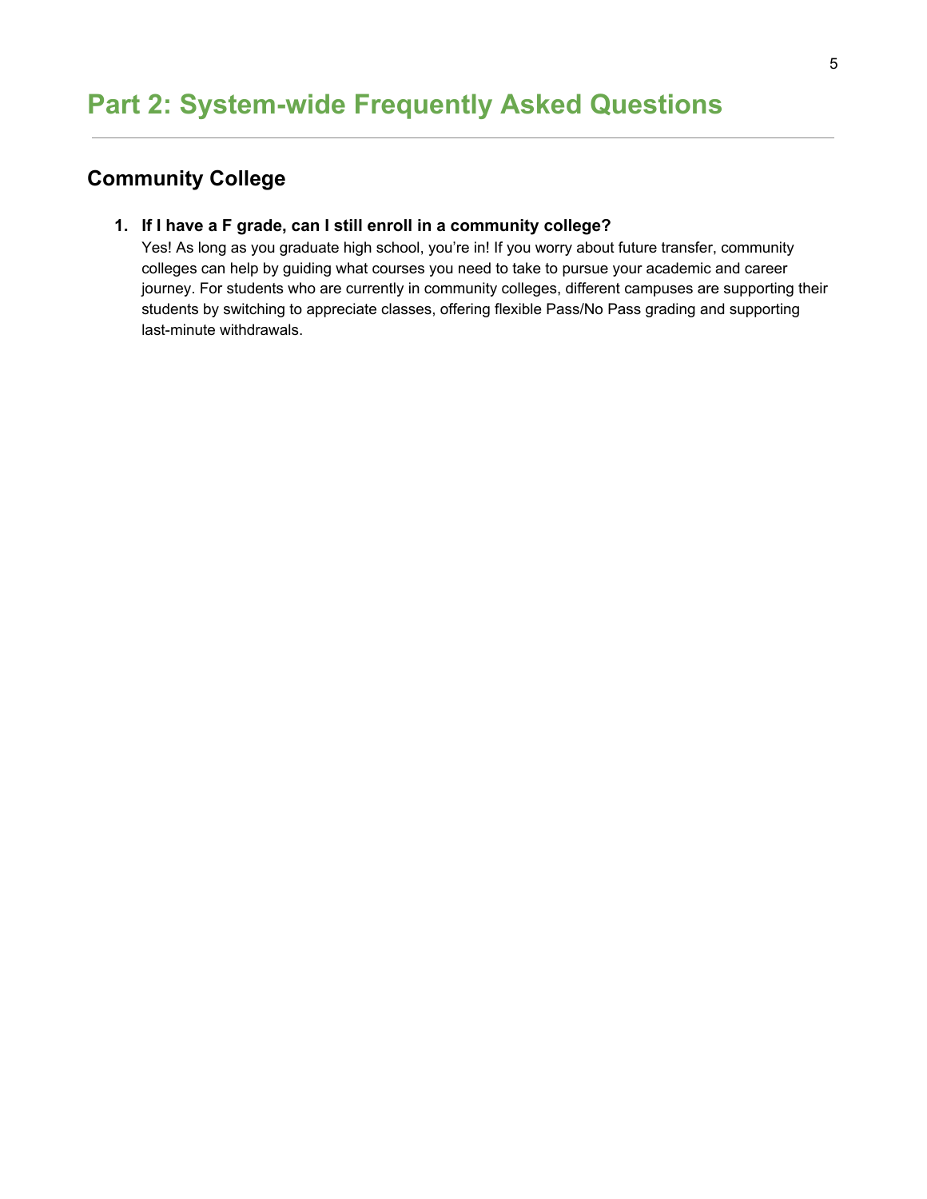# Part 2: System-wide Frequently Asked Questions

## Community College

1. **If I have a F grade, can I still enroll in a community college?**
   Yes! As long as you graduate high school, you're in! If you worry about future transfer, community colleges can help by guiding what courses you need to take to pursue your academic and career journey. For students who are currently in community colleges, different campuses are supporting their students by switching to appreciate classes, offering flexible Pass/No Pass grading and supporting last-minute withdrawals.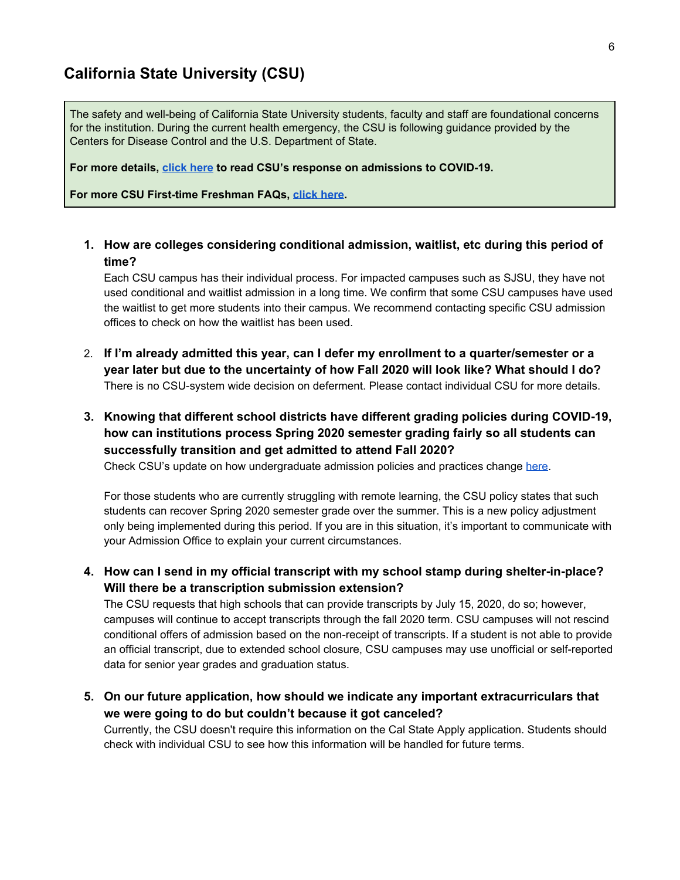## California State University (CSU)

The safety and well-being of California State University students, faculty and staff are foundational concerns for the institution. During the current health emergency, the CSU is following guidance provided by the Centers for Disease Control and the U.S. Department of State.

**For more details, click here to read CSU's response on admissions to COVID-19.**

**For more CSU First-time Freshman FAQs, click here.**

1. **How are colleges considering conditional admission, waitlist, etc during this period of time?**
   Each CSU campus has their individual process. For impacted campuses such as SJSU, they have not used conditional and waitlist admission in a long time. We confirm that some CSU campuses have used the waitlist to get more students into their campus. We recommend contacting specific CSU admission offices to check on how the waitlist has been used.

2. **If I'm already admitted this year, can I defer my enrollment to a quarter/semester or a year later but due to the uncertainty of how Fall 2020 will look like? What should I do?**
   There is no CSU-system wide decision on deferment. Please contact individual CSU for more details.

3. **Knowing that different school districts have different grading policies during COVID-19, how can institutions process Spring 2020 semester grading fairly so all students can successfully transition and get admitted to attend Fall 2020?**
   Check CSU's update on how undergraduate admission policies and practices change here.

   For those students who are currently struggling with remote learning, the CSU policy states that such students can recover Spring 2020 semester grade over the summer. This is a new policy adjustment only being implemented during this period. If you are in this situation, it's important to communicate with your Admission Office to explain your current circumstances.

4. **How can I send in my official transcript with my school stamp during shelter-in-place? Will there be a transcription submission extension?**
   The CSU requests that high schools that can provide transcripts by July 15, 2020, do so; however, campuses will continue to accept transcripts through the fall 2020 term. CSU campuses will not rescind conditional offers of admission based on the non-receipt of transcripts. If a student is not able to provide an official transcript, due to extended school closure, CSU campuses may use unofficial or self-reported data for senior year grades and graduation status.

5. **On our future application, how should we indicate any important extracurriculars that we were going to do but couldn't because it got canceled?**
   Currently, the CSU doesn't require this information on the Cal State Apply application. Students should check with individual CSU to see how this information will be handled for future terms.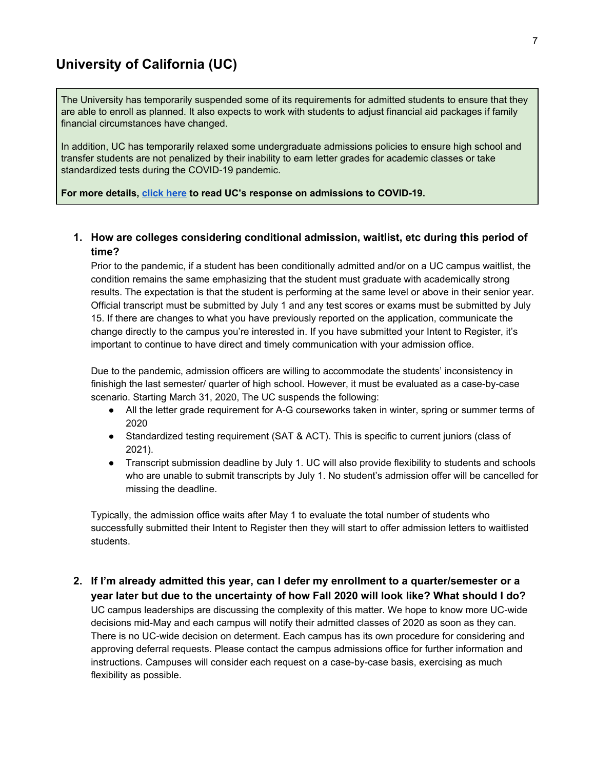## University of California (UC)

The University has temporarily suspended some of its requirements for admitted students to ensure that they are able to enroll as planned. It also expects to work with students to adjust financial aid packages if family financial circumstances have changed.

In addition, UC has temporarily relaxed some undergraduate admissions policies to ensure high school and transfer students are not penalized by their inability to earn letter grades for academic classes or take standardized tests during the COVID-19 pandemic.

**For more details, click here to read UC's response on admissions to COVID-19.**

1. **How are colleges considering conditional admission, waitlist, etc during this period of time?**
   Prior to the pandemic, if a student has been conditionally admitted and/or on a UC campus waitlist, the condition remains the same emphasizing that the student must graduate with academically strong results. The expectation is that the student is performing at the same level or above in their senior year. Official transcript must be submitted by July 1 and any test scores or exams must be submitted by July 15. If there are changes to what you have previously reported on the application, communicate the change directly to the campus you're interested in. If you have submitted your Intent to Register, it's important to continue to have direct and timely communication with your admission office.

   Due to the pandemic, admission officers are willing to accommodate the students' inconsistency in finishigh the last semester/ quarter of high school. However, it must be evaluated as a case-by-case scenario. Starting March 31, 2020, The UC suspends the following:
   - All the letter grade requirement for A-G courseworks taken in winter, spring or summer terms of 2020
   - Standardized testing requirement (SAT & ACT). This is specific to current juniors (class of 2021).
   - Transcript submission deadline by July 1. UC will also provide flexibility to students and schools who are unable to submit transcripts by July 1. No student's admission offer will be cancelled for missing the deadline.

   Typically, the admission office waits after May 1 to evaluate the total number of students who successfully submitted their Intent to Register then they will start to offer admission letters to waitlisted students.

2. **If I'm already admitted this year, can I defer my enrollment to a quarter/semester or a year later but due to the uncertainty of how Fall 2020 will look like? What should I do?**
   UC campus leaderships are discussing the complexity of this matter. We hope to know more UC-wide decisions mid-May and each campus will notify their admitted classes of 2020 as soon as they can. There is no UC-wide decision on determent. Each campus has its own procedure for considering and approving deferral requests. Please contact the campus admissions office for further information and instructions. Campuses will consider each request on a case-by-case basis, exercising as much flexibility as possible.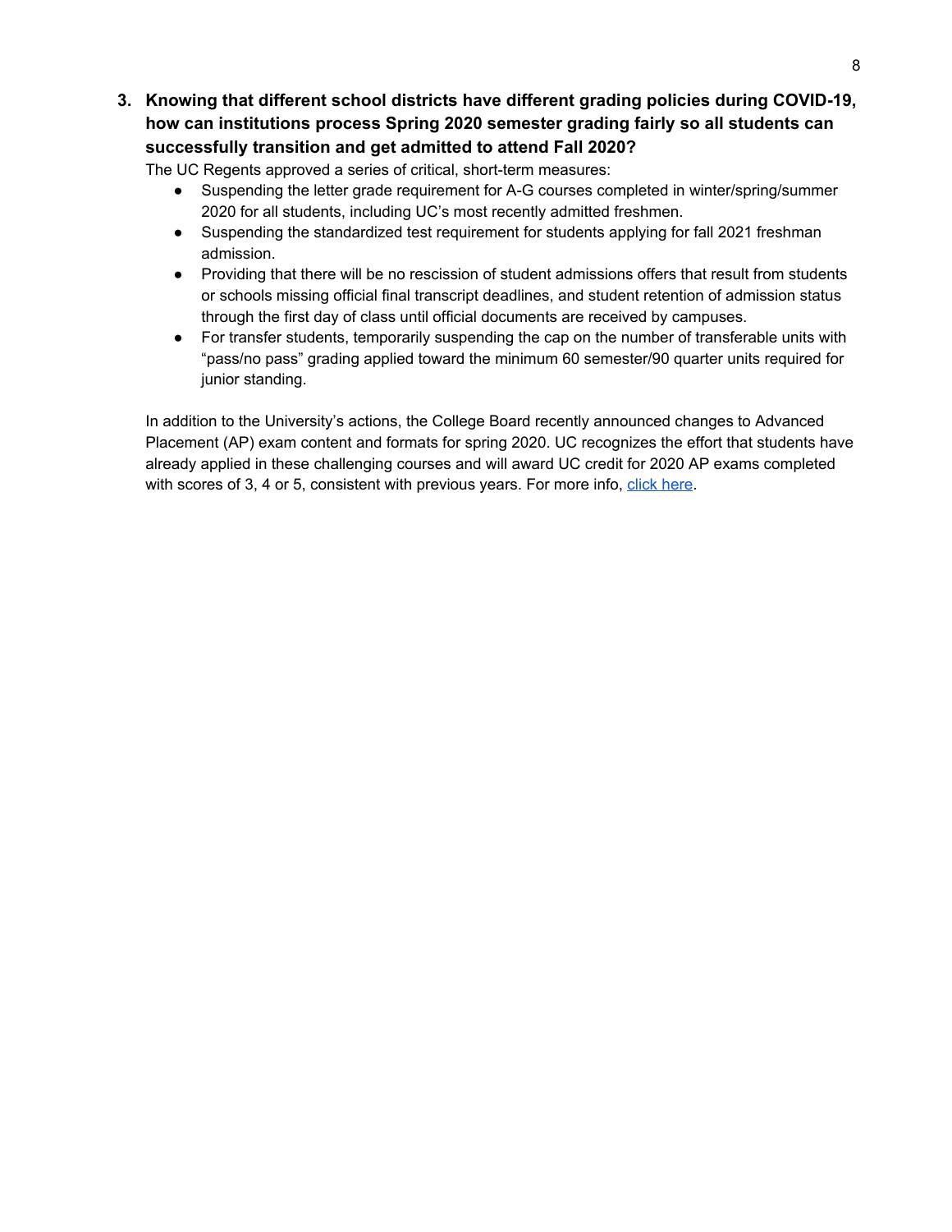**3. Knowing that different school districts have different grading policies during COVID-19, how can institutions process Spring 2020 semester grading fairly so all students can successfully transition and get admitted to attend Fall 2020?**

The UC Regents approved a series of critical, short-term measures:

- Suspending the letter grade requirement for A-G courses completed in winter/spring/summer 2020 for all students, including UC's most recently admitted freshmen.
- Suspending the standardized test requirement for students applying for fall 2021 freshman admission.
- Providing that there will be no rescission of student admissions offers that result from students or schools missing official final transcript deadlines, and student retention of admission status through the first day of class until official documents are received by campuses.
- For transfer students, temporarily suspending the cap on the number of transferable units with "pass/no pass" grading applied toward the minimum 60 semester/90 quarter units required for junior standing.

In addition to the University's actions, the College Board recently announced changes to Advanced Placement (AP) exam content and formats for spring 2020. UC recognizes the effort that students have already applied in these challenging courses and will award UC credit for 2020 AP exams completed with scores of 3, 4 or 5, consistent with previous years. For more info, click here.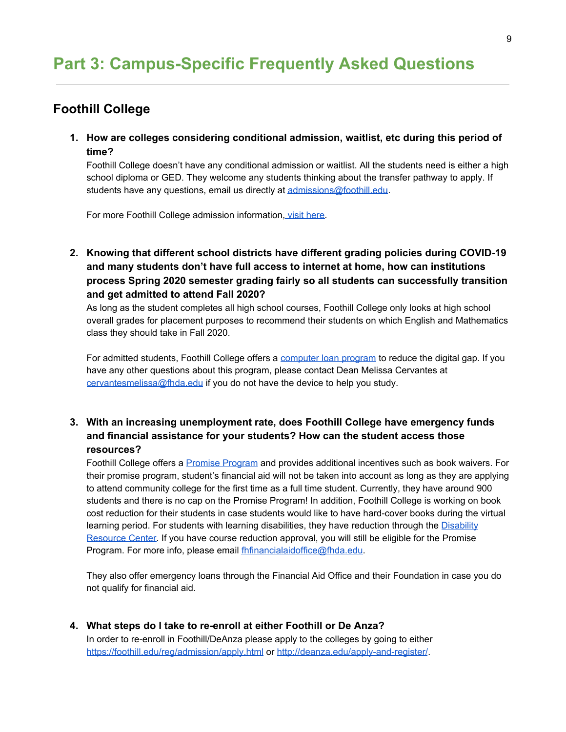# Part 3: Campus-Specific Frequently Asked Questions

## Foothill College

1. **How are colleges considering conditional admission, waitlist, etc during this period of time?**
   Foothill College doesn't have any conditional admission or waitlist. All the students need is either a high school diploma or GED. They welcome any students thinking about the transfer pathway to apply. If students have any questions, email us directly at admissions@foothill.edu.

   For more Foothill College admission information, visit here.

2. **Knowing that different school districts have different grading policies during COVID-19 and many students don't have full access to internet at home, how can institutions process Spring 2020 semester grading fairly so all students can successfully transition and get admitted to attend Fall 2020?**
   As long as the student completes all high school courses, Foothill College only looks at high school overall grades for placement purposes to recommend their students on which English and Mathematics class they should take in Fall 2020.

   For admitted students, Foothill College offers a computer loan program to reduce the digital gap. If you have any other questions about this program, please contact Dean Melissa Cervantes at cervantesmelissa@fhda.edu if you do not have the device to help you study.

3. **With an increasing unemployment rate, does Foothill College have emergency funds and financial assistance for your students? How can the student access those resources?**
   Foothill College offers a Promise Program and provides additional incentives such as book waivers. For their promise program, student's financial aid will not be taken into account as long as they are applying to attend community college for the first time as a full time student. Currently, they have around 900 students and there is no cap on the Promise Program! In addition, Foothill College is working on book cost reduction for their students in case students would like to have hard-cover books during the virtual learning period. For students with learning disabilities, they have reduction through the Disability Resource Center. If you have course reduction approval, you will still be eligible for the Promise Program. For more info, please email fhfinancialaidoffice@fhda.edu.

   They also offer emergency loans through the Financial Aid Office and their Foundation in case you do not qualify for financial aid.

4. **What steps do I take to re-enroll at either Foothill or De Anza?**
   In order to re-enroll in Foothill/DeAnza please apply to the colleges by going to either https://foothill.edu/reg/admission/apply.html or http://deanza.edu/apply-and-register/.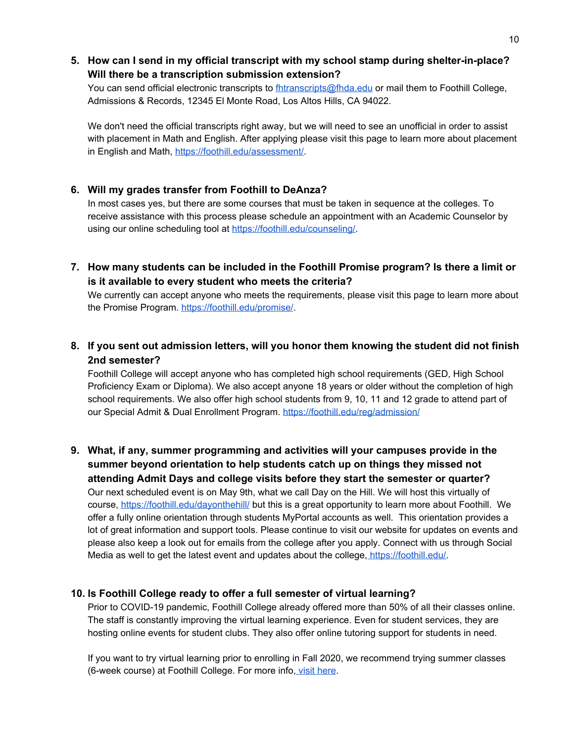5. **How can I send in my official transcript with my school stamp during shelter-in-place? Will there be a transcription submission extension?**
   You can send official electronic transcripts to fhtranscripts@fhda.edu or mail them to Foothill College, Admissions & Records, 12345 El Monte Road, Los Altos Hills, CA 94022.

   We don't need the official transcripts right away, but we will need to see an unofficial in order to assist with placement in Math and English. After applying please visit this page to learn more about placement in English and Math, https://foothill.edu/assessment/.

6. **Will my grades transfer from Foothill to DeAnza?**
   In most cases yes, but there are some courses that must be taken in sequence at the colleges. To receive assistance with this process please schedule an appointment with an Academic Counselor by using our online scheduling tool at https://foothill.edu/counseling/.

7. **How many students can be included in the Foothill Promise program? Is there a limit or is it available to every student who meets the criteria?**
   We currently can accept anyone who meets the requirements, please visit this page to learn more about the Promise Program. https://foothill.edu/promise/.

8. **If you sent out admission letters, will you honor them knowing the student did not finish 2nd semester?**
   Foothill College will accept anyone who has completed high school requirements (GED, High School Proficiency Exam or Diploma). We also accept anyone 18 years or older without the completion of high school requirements. We also offer high school students from 9, 10, 11 and 12 grade to attend part of our Special Admit & Dual Enrollment Program. https://foothill.edu/reg/admission/

9. **What, if any, summer programming and activities will your campuses provide in the summer beyond orientation to help students catch up on things they missed not attending Admit Days and college visits before they start the semester or quarter?**
   Our next scheduled event is on May 9th, what we call Day on the Hill. We will host this virtually of course, https://foothill.edu/dayonthehill/ but this is a great opportunity to learn more about Foothill. We offer a fully online orientation through students MyPortal accounts as well. This orientation provides a lot of great information and support tools. Please continue to visit our website for updates on events and please also keep a look out for emails from the college after you apply. Connect with us through Social Media as well to get the latest event and updates about the college, https://foothill.edu/.

10. **Is Foothill College ready to offer a full semester of virtual learning?**
    Prior to COVID-19 pandemic, Foothill College already offered more than 50% of all their classes online. The staff is constantly improving the virtual learning experience. Even for student services, they are hosting online events for student clubs. They also offer online tutoring support for students in need.

    If you want to try virtual learning prior to enrolling in Fall 2020, we recommend trying summer classes (6-week course) at Foothill College. For more info, visit here.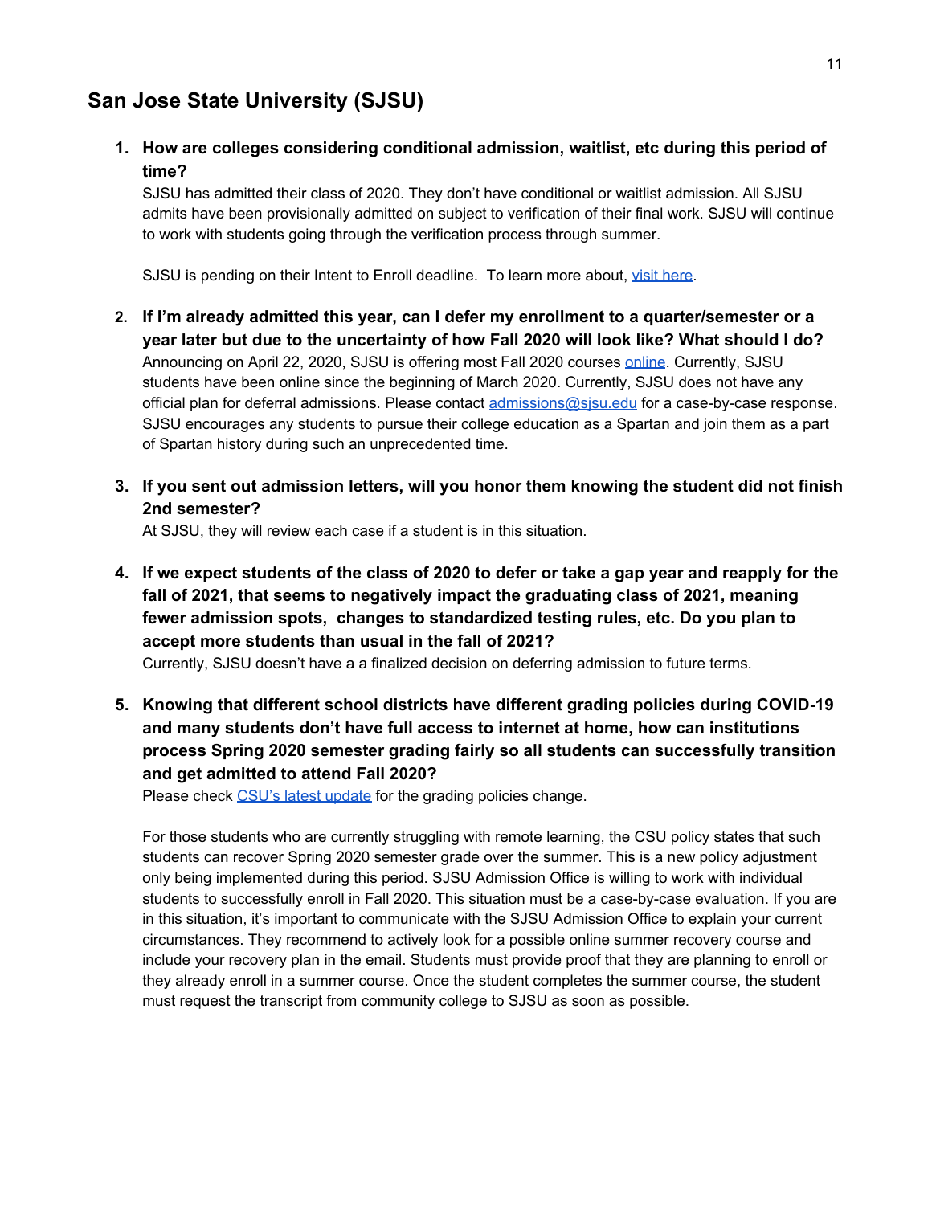## San Jose State University (SJSU)

1. **How are colleges considering conditional admission, waitlist, etc during this period of time?**
   SJSU has admitted their class of 2020. They don't have conditional or waitlist admission. All SJSU admits have been provisionally admitted on subject to verification of their final work. SJSU will continue to work with students going through the verification process through summer.

   SJSU is pending on their Intent to Enroll deadline. To learn more about, [visit here](#).

2. **If I'm already admitted this year, can I defer my enrollment to a quarter/semester or a year later but due to the uncertainty of how Fall 2020 will look like? What should I do?**
   Announcing on April 22, 2020, SJSU is offering most Fall 2020 courses [online](#). Currently, SJSU students have been online since the beginning of March 2020. Currently, SJSU does not have any official plan for deferral admissions. Please contact [admissions@sjsu.edu](mailto:admissions@sjsu.edu) for a case-by-case response. SJSU encourages any students to pursue their college education as a Spartan and join them as a part of Spartan history during such an unprecedented time.

3. **If you sent out admission letters, will you honor them knowing the student did not finish 2nd semester?**
   At SJSU, they will review each case if a student is in this situation.

4. **If we expect students of the class of 2020 to defer or take a gap year and reapply for the fall of 2021, that seems to negatively impact the graduating class of 2021, meaning fewer admission spots, changes to standardized testing rules, etc. Do you plan to accept more students than usual in the fall of 2021?**
   Currently, SJSU doesn't have a a finalized decision on deferring admission to future terms.

5. **Knowing that different school districts have different grading policies during COVID-19 and many students don't have full access to internet at home, how can institutions process Spring 2020 semester grading fairly so all students can successfully transition and get admitted to attend Fall 2020?**
   Please check [CSU's latest update](#) for the grading policies change.

   For those students who are currently struggling with remote learning, the CSU policy states that such students can recover Spring 2020 semester grade over the summer. This is a new policy adjustment only being implemented during this period. SJSU Admission Office is willing to work with individual students to successfully enroll in Fall 2020. This situation must be a case-by-case evaluation. If you are in this situation, it's important to communicate with the SJSU Admission Office to explain your current circumstances. They recommend to actively look for a possible online summer recovery course and include your recovery plan in the email. Students must provide proof that they are planning to enroll or they already enroll in a summer course. Once the student completes the summer course, the student must request the transcript from community college to SJSU as soon as possible.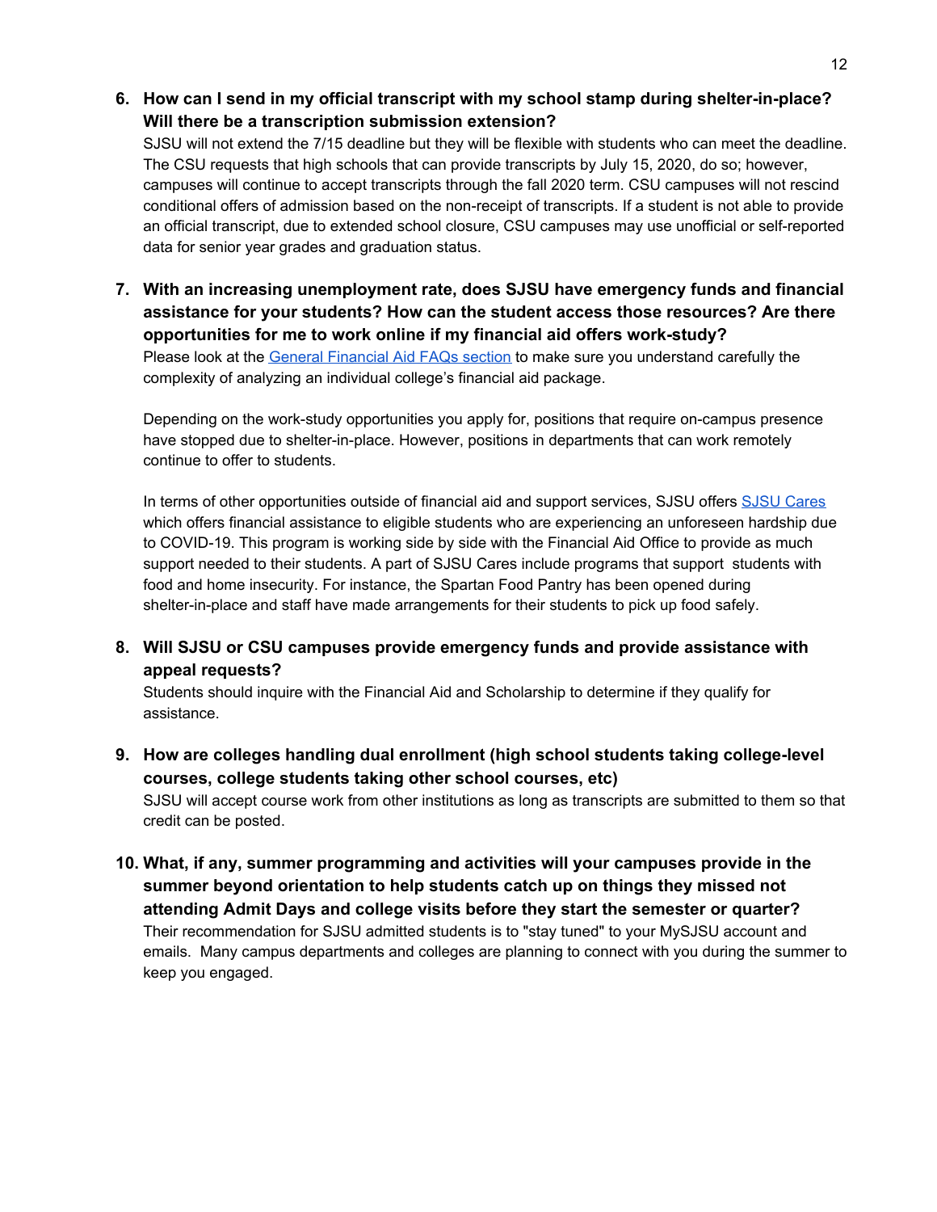6. **How can I send in my official transcript with my school stamp during shelter-in-place? Will there be a transcription submission extension?**
   SJSU will not extend the 7/15 deadline but they will be flexible with students who can meet the deadline. The CSU requests that high schools that can provide transcripts by July 15, 2020, do so; however, campuses will continue to accept transcripts through the fall 2020 term. CSU campuses will not rescind conditional offers of admission based on the non-receipt of transcripts. If a student is not able to provide an official transcript, due to extended school closure, CSU campuses may use unofficial or self-reported data for senior year grades and graduation status.

7. **With an increasing unemployment rate, does SJSU have emergency funds and financial assistance for your students? How can the student access those resources? Are there opportunities for me to work online if my financial aid offers work-study?**
   Please look at the General Financial Aid FAQs section to make sure you understand carefully the complexity of analyzing an individual college's financial aid package.

   Depending on the work-study opportunities you apply for, positions that require on-campus presence have stopped due to shelter-in-place. However, positions in departments that can work remotely continue to offer to students.

   In terms of other opportunities outside of financial aid and support services, SJSU offers SJSU Cares which offers financial assistance to eligible students who are experiencing an unforeseen hardship due to COVID-19. This program is working side by side with the Financial Aid Office to provide as much support needed to their students. A part of SJSU Cares include programs that support students with food and home insecurity. For instance, the Spartan Food Pantry has been opened during shelter-in-place and staff have made arrangements for their students to pick up food safely.

8. **Will SJSU or CSU campuses provide emergency funds and provide assistance with appeal requests?**
   Students should inquire with the Financial Aid and Scholarship to determine if they qualify for assistance.

9. **How are colleges handling dual enrollment (high school students taking college-level courses, college students taking other school courses, etc)**
   SJSU will accept course work from other institutions as long as transcripts are submitted to them so that credit can be posted.

10. **What, if any, summer programming and activities will your campuses provide in the summer beyond orientation to help students catch up on things they missed not attending Admit Days and college visits before they start the semester or quarter?**
    Their recommendation for SJSU admitted students is to "stay tuned" to your MySJSU account and emails. Many campus departments and colleges are planning to connect with you during the summer to keep you engaged.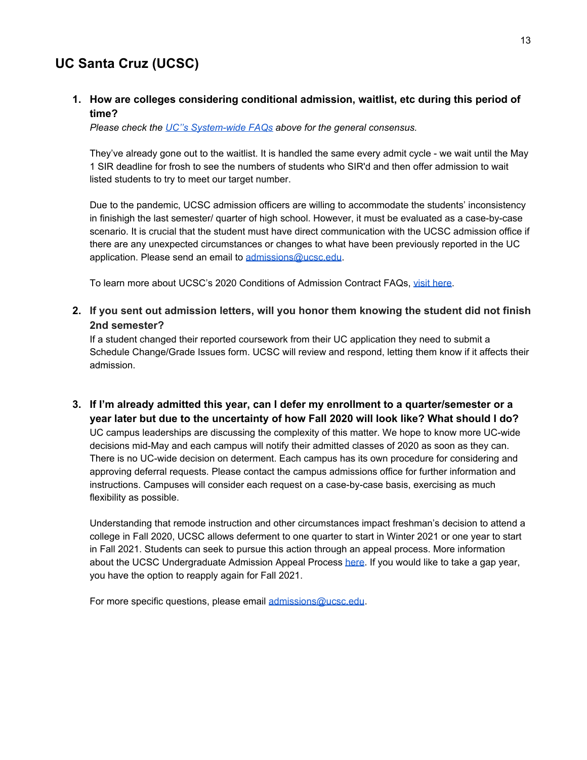## UC Santa Cruz (UCSC)

1. **How are colleges considering conditional admission, waitlist, etc during this period of time?**
   *Please check the UC''s System-wide FAQs above for the general consensus.*

   They've already gone out to the waitlist. It is handled the same every admit cycle - we wait until the May 1 SIR deadline for frosh to see the numbers of students who SIR'd and then offer admission to wait listed students to try to meet our target number.

   Due to the pandemic, UCSC admission officers are willing to accommodate the students' inconsistency in finishigh the last semester/ quarter of high school. However, it must be evaluated as a case-by-case scenario. It is crucial that the student must have direct communication with the UCSC admission office if there are any unexpected circumstances or changes to what have been previously reported in the UC application. Please send an email to admissions@ucsc.edu.

   To learn more about UCSC's 2020 Conditions of Admission Contract FAQs, visit here.

2. **If you sent out admission letters, will you honor them knowing the student did not finish 2nd semester?**
   If a student changed their reported coursework from their UC application they need to submit a Schedule Change/Grade Issues form. UCSC will review and respond, letting them know if it affects their admission.

3. **If I'm already admitted this year, can I defer my enrollment to a quarter/semester or a year later but due to the uncertainty of how Fall 2020 will look like? What should I do?**
   UC campus leaderships are discussing the complexity of this matter. We hope to know more UC-wide decisions mid-May and each campus will notify their admitted classes of 2020 as soon as they can. There is no UC-wide decision on determent. Each campus has its own procedure for considering and approving deferral requests. Please contact the campus admissions office for further information and instructions. Campuses will consider each request on a case-by-case basis, exercising as much flexibility as possible.

   Understanding that remode instruction and other circumstances impact freshman's decision to attend a college in Fall 2020, UCSC allows deferment to one quarter to start in Winter 2021 or one year to start in Fall 2021. Students can seek to pursue this action through an appeal process. More information about the UCSC Undergraduate Admission Appeal Process here. If you would like to take a gap year, you have the option to reapply again for Fall 2021.

   For more specific questions, please email admissions@ucsc.edu.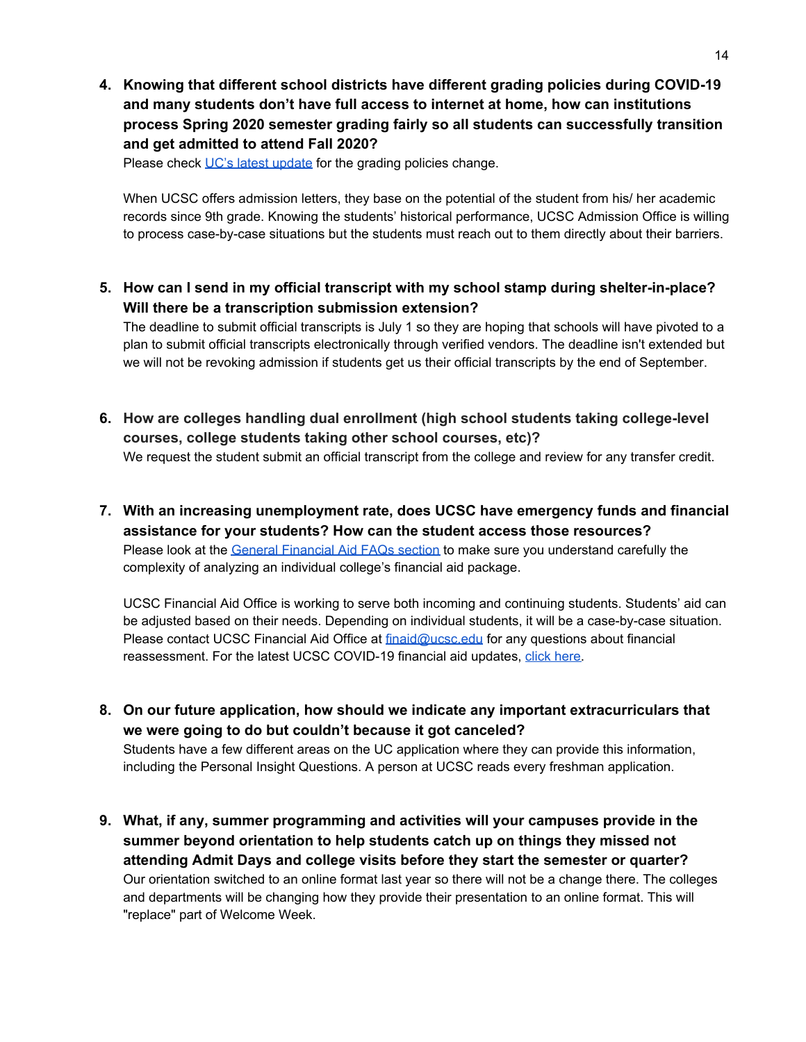4. **Knowing that different school districts have different grading policies during COVID-19 and many students don't have full access to internet at home, how can institutions process Spring 2020 semester grading fairly so all students can successfully transition and get admitted to attend Fall 2020?**
   Please check [UC's latest update]() for the grading policies change.

   When UCSC offers admission letters, they base on the potential of the student from his/ her academic records since 9th grade. Knowing the students' historical performance, UCSC Admission Office is willing to process case-by-case situations but the students must reach out to them directly about their barriers.

5. **How can I send in my official transcript with my school stamp during shelter-in-place? Will there be a transcription submission extension?**
   The deadline to submit official transcripts is July 1 so they are hoping that schools will have pivoted to a plan to submit official transcripts electronically through verified vendors. The deadline isn't extended but we will not be revoking admission if students get us their official transcripts by the end of September.

6. **How are colleges handling dual enrollment (high school students taking college-level courses, college students taking other school courses, etc)?**
   We request the student submit an official transcript from the college and review for any transfer credit.

7. **With an increasing unemployment rate, does UCSC have emergency funds and financial assistance for your students? How can the student access those resources?**
   Please look at the [General Financial Aid FAQs section]() to make sure you understand carefully the complexity of analyzing an individual college's financial aid package.

   UCSC Financial Aid Office is working to serve both incoming and continuing students. Students' aid can be adjusted based on their needs. Depending on individual students, it will be a case-by-case situation. Please contact UCSC Financial Aid Office at [finaid@ucsc.edu]() for any questions about financial reassessment. For the latest UCSC COVID-19 financial aid updates, [click here]().

8. **On our future application, how should we indicate any important extracurriculars that we were going to do but couldn't because it got canceled?**
   Students have a few different areas on the UC application where they can provide this information, including the Personal Insight Questions. A person at UCSC reads every freshman application.

9. **What, if any, summer programming and activities will your campuses provide in the summer beyond orientation to help students catch up on things they missed not attending Admit Days and college visits before they start the semester or quarter?**
   Our orientation switched to an online format last year so there will not be a change there. The colleges and departments will be changing how they provide their presentation to an online format. This will "replace" part of Welcome Week.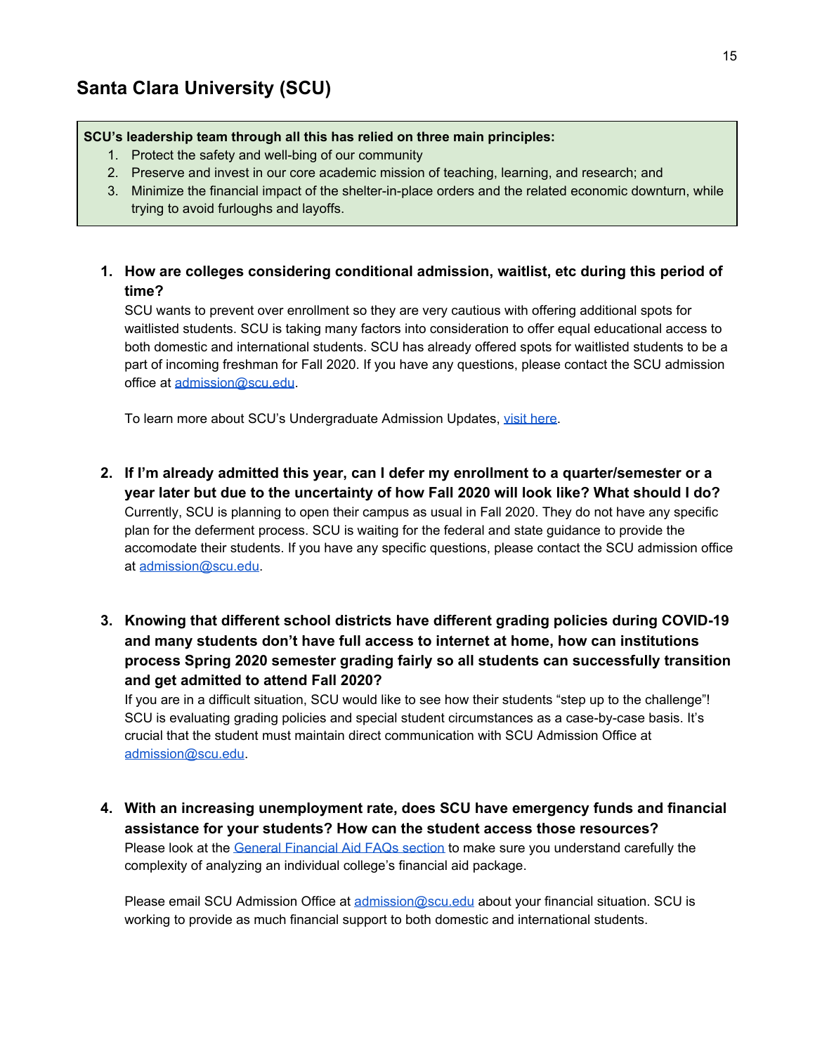## Santa Clara University (SCU)

**SCU's leadership team through all this has relied on three main principles:**

1. Protect the safety and well-bing of our community
2. Preserve and invest in our core academic mission of teaching, learning, and research; and
3. Minimize the financial impact of the shelter-in-place orders and the related economic downturn, while trying to avoid furloughs and layoffs.

1. **How are colleges considering conditional admission, waitlist, etc during this period of time?**
   SCU wants to prevent over enrollment so they are very cautious with offering additional spots for waitlisted students. SCU is taking many factors into consideration to offer equal educational access to both domestic and international students. SCU has already offered spots for waitlisted students to be a part of incoming freshman for Fall 2020. If you have any questions, please contact the SCU admission office at admission@scu.edu.

   To learn more about SCU's Undergraduate Admission Updates, visit here.

2. **If I'm already admitted this year, can I defer my enrollment to a quarter/semester or a year later but due to the uncertainty of how Fall 2020 will look like? What should I do?**
   Currently, SCU is planning to open their campus as usual in Fall 2020. They do not have any specific plan for the deferment process. SCU is waiting for the federal and state guidance to provide the accomodate their students. If you have any specific questions, please contact the SCU admission office at admission@scu.edu.

3. **Knowing that different school districts have different grading policies during COVID-19 and many students don't have full access to internet at home, how can institutions process Spring 2020 semester grading fairly so all students can successfully transition and get admitted to attend Fall 2020?**
   If you are in a difficult situation, SCU would like to see how their students "step up to the challenge"! SCU is evaluating grading policies and special student circumstances as a case-by-case basis. It's crucial that the student must maintain direct communication with SCU Admission Office at admission@scu.edu.

4. **With an increasing unemployment rate, does SCU have emergency funds and financial assistance for your students? How can the student access those resources?**
   Please look at the General Financial Aid FAQs section to make sure you understand carefully the complexity of analyzing an individual college's financial aid package.

   Please email SCU Admission Office at admission@scu.edu about your financial situation. SCU is working to provide as much financial support to both domestic and international students.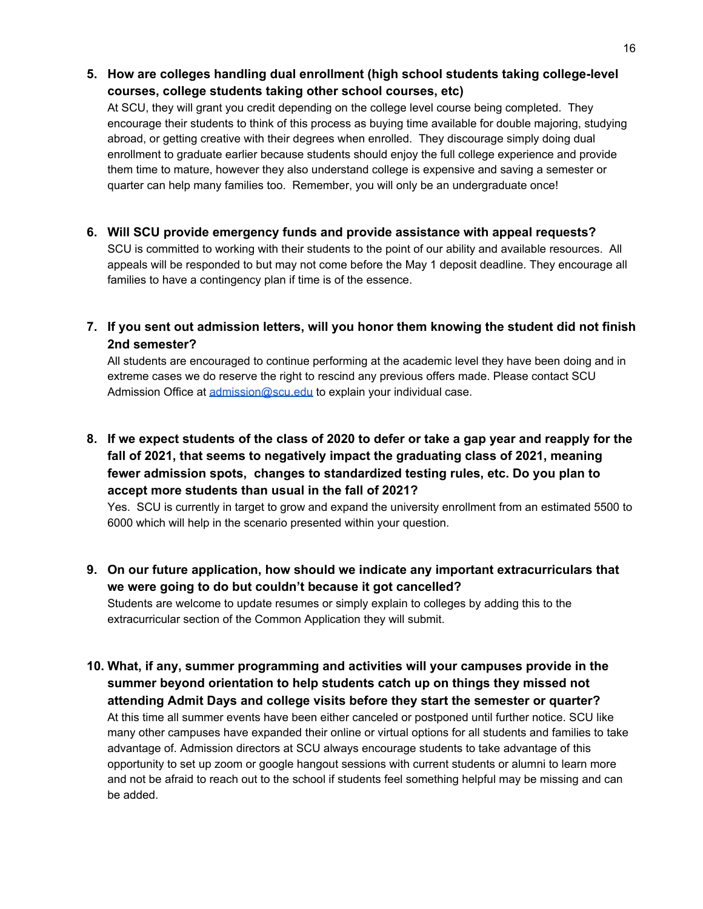5. **How are colleges handling dual enrollment (high school students taking college-level courses, college students taking other school courses, etc)**
   At SCU, they will grant you credit depending on the college level course being completed. They encourage their students to think of this process as buying time available for double majoring, studying abroad, or getting creative with their degrees when enrolled. They discourage simply doing dual enrollment to graduate earlier because students should enjoy the full college experience and provide them time to mature, however they also understand college is expensive and saving a semester or quarter can help many families too. Remember, you will only be an undergraduate once!

6. **Will SCU provide emergency funds and provide assistance with appeal requests?**
   SCU is committed to working with their students to the point of our ability and available resources. All appeals will be responded to but may not come before the May 1 deposit deadline. They encourage all families to have a contingency plan if time is of the essence.

7. **If you sent out admission letters, will you honor them knowing the student did not finish 2nd semester?**
   All students are encouraged to continue performing at the academic level they have been doing and in extreme cases we do reserve the right to rescind any previous offers made. Please contact SCU Admission Office at admission@scu.edu to explain your individual case.

8. **If we expect students of the class of 2020 to defer or take a gap year and reapply for the fall of 2021, that seems to negatively impact the graduating class of 2021, meaning fewer admission spots, changes to standardized testing rules, etc. Do you plan to accept more students than usual in the fall of 2021?**
   Yes. SCU is currently in target to grow and expand the university enrollment from an estimated 5500 to 6000 which will help in the scenario presented within your question.

9. **On our future application, how should we indicate any important extracurriculars that we were going to do but couldn't because it got cancelled?**
   Students are welcome to update resumes or simply explain to colleges by adding this to the extracurricular section of the Common Application they will submit.

10. **What, if any, summer programming and activities will your campuses provide in the summer beyond orientation to help students catch up on things they missed not attending Admit Days and college visits before they start the semester or quarter?**
    At this time all summer events have been either canceled or postponed until further notice. SCU like many other campuses have expanded their online or virtual options for all students and families to take advantage of. Admission directors at SCU always encourage students to take advantage of this opportunity to set up zoom or google hangout sessions with current students or alumni to learn more and not be afraid to reach out to the school if students feel something helpful may be missing and can be added.